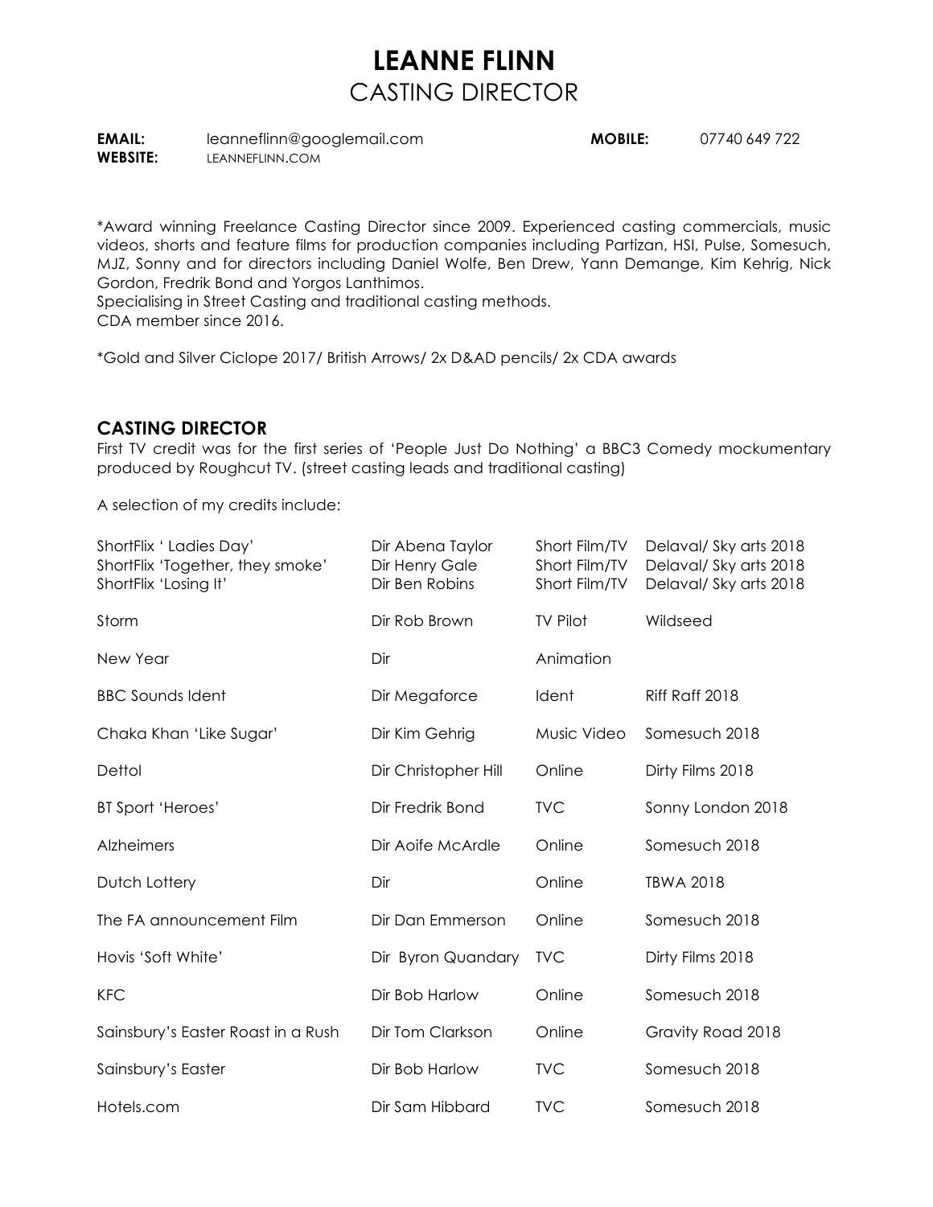# LEANNE FLINN
## CASTING DIRECTOR

**EMAIL:** leanneflinn@googlemail.com **MOBILE:** 07740 649 722
**WEBSITE:** LEANNEFLINN.COM

*Award winning Freelance Casting Director since 2009. Experienced casting commercials, music videos, shorts and feature films for production companies including Partizan, HSI, Pulse, Somesuch, MJZ, Sonny and for directors including Daniel Wolfe, Ben Drew, Yann Demange, Kim Kehrig, Nick Gordon, Fredrik Bond and Yorgos Lanthimos.
Specialising in Street Casting and traditional casting methods.
CDA member since 2016.

*Gold and Silver Ciclope 2017/ British Arrows/ 2x D&AD pencils/ 2x CDA awards

### CASTING DIRECTOR

First TV credit was for the first series of 'People Just Do Nothing' a BBC3 Comedy mockumentary produced by Roughcut TV. (street casting leads and traditional casting)

A selection of my credits include:

| | | | |
|---|---|---|---|
| ShortFlix ' Ladies Day' | Dir Abena Taylor | Short Film/TV | Delaval/ Sky arts 2018 |
| ShortFlix 'Together, they smoke' | Dir Henry Gale | Short Film/TV | Delaval/ Sky arts 2018 |
| ShortFlix 'Losing It' | Dir Ben Robins | Short Film/TV | Delaval/ Sky arts 2018 |
| Storm | Dir Rob Brown | TV Pilot | Wildseed |
| New Year | Dir | Animation | |
| BBC Sounds Ident | Dir Megaforce | Ident | Riff Raff 2018 |
| Chaka Khan 'Like Sugar' | Dir Kim Gehrig | Music Video | Somesuch 2018 |
| Dettol | Dir Christopher Hill | Online | Dirty Films 2018 |
| BT Sport 'Heroes' | Dir Fredrik Bond | TVC | Sonny London 2018 |
| Alzheimers | Dir Aoife McArdle | Online | Somesuch 2018 |
| Dutch Lottery | Dir | Online | TBWA 2018 |
| The FA announcement Film | Dir Dan Emmerson | Online | Somesuch 2018 |
| Hovis 'Soft White' | Dir Byron Quandary | TVC | Dirty Films 2018 |
| KFC | Dir Bob Harlow | Online | Somesuch 2018 |
| Sainsbury's Easter Roast in a Rush | Dir Tom Clarkson | Online | Gravity Road 2018 |
| Sainsbury's Easter | Dir Bob Harlow | TVC | Somesuch 2018 |
| Hotels.com | Dir Sam Hibbard | TVC | Somesuch 2018 |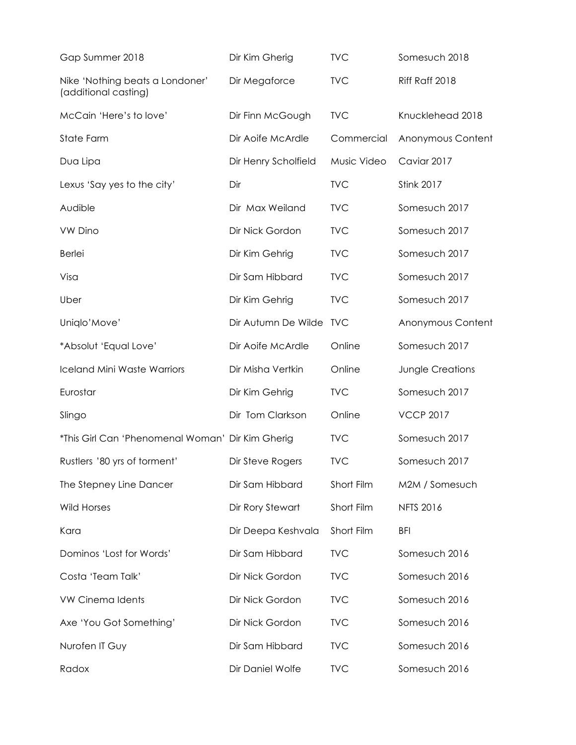| | | | |
|---|---|---|---|
| Gap Summer 2018 | Dir Kim Gherig | TVC | Somesuch 2018 |
| Nike 'Nothing beats a Londoner' (additional casting) | Dir Megaforce | TVC | Riff Raff 2018 |
| McCain 'Here's to love' | Dir Finn McGough | TVC | Knucklehead 2018 |
| State Farm | Dir Aoife McArdle | Commercial | Anonymous Content |
| Dua Lipa | Dir Henry Scholfield | Music Video | Caviar 2017 |
| Lexus 'Say yes to the city' | Dir | TVC | Stink 2017 |
| Audible | Dir  Max Weiland | TVC | Somesuch 2017 |
| VW Dino | Dir Nick Gordon | TVC | Somesuch 2017 |
| Berlei | Dir Kim Gehrig | TVC | Somesuch 2017 |
| Visa | Dir Sam Hibbard | TVC | Somesuch 2017 |
| Uber | Dir Kim Gehrig | TVC | Somesuch 2017 |
| Uniqlo'Move' | Dir Autumn De Wilde | TVC | Anonymous Content |
| *Absolut 'Equal Love' | Dir Aoife McArdle | Online | Somesuch 2017 |
| Iceland Mini Waste Warriors | Dir Misha Vertkin | Online | Jungle Creations |
| Eurostar | Dir Kim Gehrig | TVC | Somesuch 2017 |
| Slingo | Dir  Tom Clarkson | Online | VCCP 2017 |
| *This Girl Can 'Phenomenal Woman' | Dir Kim Gherig | TVC | Somesuch 2017 |
| Rustlers '80 yrs of torment' | Dir Steve Rogers | TVC | Somesuch 2017 |
| The Stepney Line Dancer | Dir Sam Hibbard | Short Film | M2M / Somesuch |
| Wild Horses | Dir Rory Stewart | Short Film | NFTS 2016 |
| Kara | Dir Deepa Keshvala | Short Film | BFI |
| Dominos 'Lost for Words' | Dir Sam Hibbard | TVC | Somesuch 2016 |
| Costa 'Team Talk' | Dir Nick Gordon | TVC | Somesuch 2016 |
| VW Cinema Idents | Dir Nick Gordon | TVC | Somesuch 2016 |
| Axe 'You Got Something' | Dir Nick Gordon | TVC | Somesuch 2016 |
| Nurofen IT Guy | Dir Sam Hibbard | TVC | Somesuch 2016 |
| Radox | Dir Daniel Wolfe | TVC | Somesuch 2016 |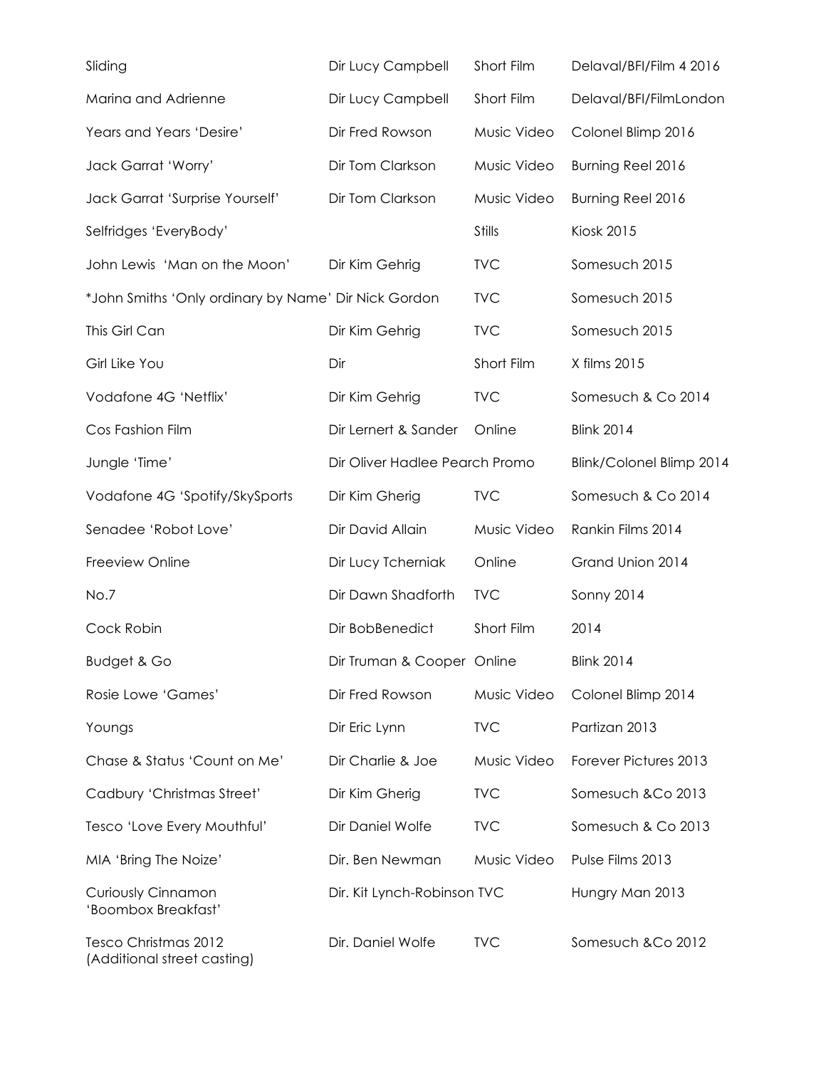| | | | |
|---|---|---|---|
| Sliding | Dir Lucy Campbell | Short Film | Delaval/BFI/Film 4 2016 |
| Marina and Adrienne | Dir Lucy Campbell | Short Film | Delaval/BFI/FilmLondon |
| Years and Years 'Desire' | Dir Fred Rowson | Music Video | Colonel Blimp 2016 |
| Jack Garrat 'Worry' | Dir Tom Clarkson | Music Video | Burning Reel 2016 |
| Jack Garrat 'Surprise Yourself' | Dir Tom Clarkson | Music Video | Burning Reel 2016 |
| Selfridges 'EveryBody' | | Stills | Kiosk 2015 |
| John Lewis 'Man on the Moon' | Dir Kim Gehrig | TVC | Somesuch 2015 |
| *John Smiths 'Only ordinary by Name' | Dir Nick Gordon | TVC | Somesuch 2015 |
| This Girl Can | Dir Kim Gehrig | TVC | Somesuch 2015 |
| Girl Like You | Dir | Short Film | X films 2015 |
| Vodafone 4G 'Netflix' | Dir Kim Gehrig | TVC | Somesuch & Co 2014 |
| Cos Fashion Film | Dir Lernert & Sander | Online | Blink 2014 |
| Jungle 'Time' | Dir Oliver Hadlee Pearch | Promo | Blink/Colonel Blimp 2014 |
| Vodafone 4G 'Spotify/SkySports | Dir Kim Gherig | TVC | Somesuch & Co 2014 |
| Senadee 'Robot Love' | Dir David Allain | Music Video | Rankin Films 2014 |
| Freeview Online | Dir Lucy Tcherniak | Online | Grand Union 2014 |
| No.7 | Dir Dawn Shadforth | TVC | Sonny 2014 |
| Cock Robin | Dir BobBenedict | Short Film | 2014 |
| Budget & Go | Dir Truman & Cooper | Online | Blink 2014 |
| Rosie Lowe 'Games' | Dir Fred Rowson | Music Video | Colonel Blimp 2014 |
| Youngs | Dir Eric Lynn | TVC | Partizan 2013 |
| Chase & Status 'Count on Me' | Dir Charlie & Joe | Music Video | Forever Pictures 2013 |
| Cadbury 'Christmas Street' | Dir Kim Gherig | TVC | Somesuch &Co 2013 |
| Tesco 'Love Every Mouthful' | Dir Daniel Wolfe | TVC | Somesuch & Co 2013 |
| MIA 'Bring The Noize' | Dir. Ben Newman | Music Video | Pulse Films 2013 |
| Curiously Cinnamon 'Boombox Breakfast' | Dir. Kit Lynch-Robinson | TVC | Hungry Man 2013 |
| Tesco Christmas 2012 (Additional street casting) | Dir. Daniel Wolfe | TVC | Somesuch &Co 2012 |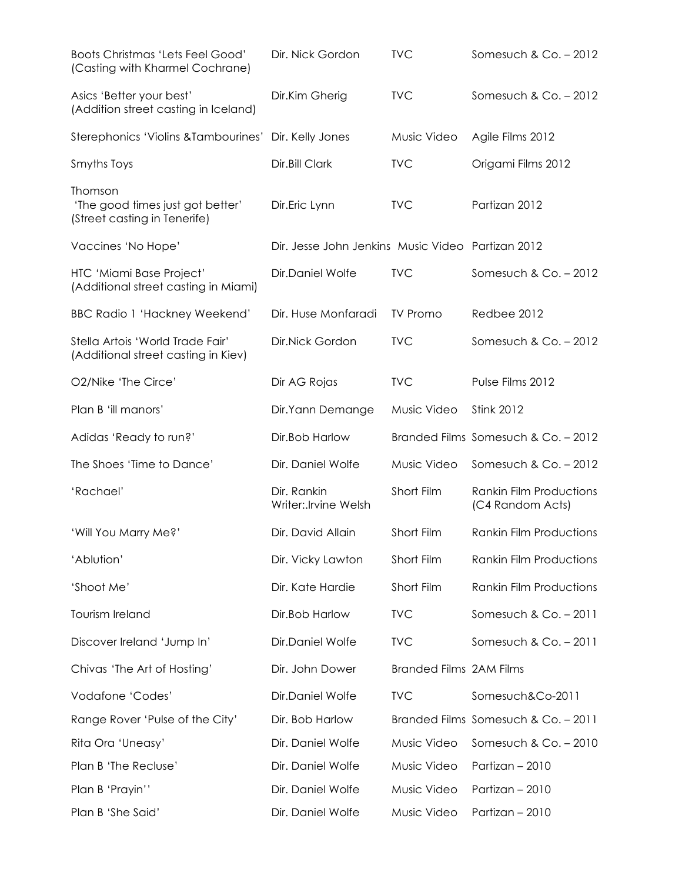| | | | |
|---|---|---|---|
| Boots Christmas 'Lets Feel Good' (Casting with Kharmel Cochrane) | Dir. Nick Gordon | TVC | Somesuch & Co. – 2012 |
| Asics 'Better your best' (Addition street casting in Iceland) | Dir.Kim Gherig | TVC | Somesuch & Co. – 2012 |
| Sterephonics 'Violins &Tambourines' | Dir. Kelly Jones | Music Video | Agile Films 2012 |
| Smyths Toys | Dir.Bill Clark | TVC | Origami Films 2012 |
| Thomson 'The good times just got better' (Street casting in Tenerife) | Dir.Eric Lynn | TVC | Partizan 2012 |
| Vaccines 'No Hope' | Dir. Jesse John Jenkins | Music Video | Partizan 2012 |
| HTC 'Miami Base Project' (Additional street casting in Miami) | Dir.Daniel Wolfe | TVC | Somesuch & Co. – 2012 |
| BBC Radio 1 'Hackney Weekend' | Dir. Huse Monfaradi | TV Promo | Redbee 2012 |
| Stella Artois 'World Trade Fair' (Additional street casting in Kiev) | Dir.Nick Gordon | TVC | Somesuch & Co. – 2012 |
| O2/Nike 'The Circe' | Dir AG Rojas | TVC | Pulse Films 2012 |
| Plan B 'ill manors' | Dir.Yann Demange | Music Video | Stink 2012 |
| Adidas 'Ready to run?' | Dir.Bob Harlow | Branded Films | Somesuch & Co. – 2012 |
| The Shoes 'Time to Dance' | Dir. Daniel Wolfe | Music Video | Somesuch & Co. – 2012 |
| 'Rachael' | Dir. Rankin Writer:.Irvine Welsh | Short Film | Rankin Film Productions (C4 Random Acts) |
| 'Will You Marry Me?' | Dir. David Allain | Short Film | Rankin Film Productions |
| 'Ablution' | Dir. Vicky Lawton | Short Film | Rankin Film Productions |
| 'Shoot Me' | Dir. Kate Hardie | Short Film | Rankin Film Productions |
| Tourism Ireland | Dir.Bob Harlow | TVC | Somesuch & Co. – 2011 |
| Discover Ireland 'Jump In' | Dir.Daniel Wolfe | TVC | Somesuch & Co. – 2011 |
| Chivas 'The Art of Hosting' | Dir. John Dower | Branded Films | 2AM Films |
| Vodafone 'Codes' | Dir.Daniel Wolfe | TVC | Somesuch&Co-2011 |
| Range Rover 'Pulse of the City' | Dir. Bob Harlow | Branded Films | Somesuch & Co. – 2011 |
| Rita Ora 'Uneasy' | Dir. Daniel Wolfe | Music Video | Somesuch & Co. – 2010 |
| Plan B 'The Recluse' | Dir. Daniel Wolfe | Music Video | Partizan – 2010 |
| Plan B 'Prayin'' | Dir. Daniel Wolfe | Music Video | Partizan – 2010 |
| Plan B 'She Said' | Dir. Daniel Wolfe | Music Video | Partizan – 2010 |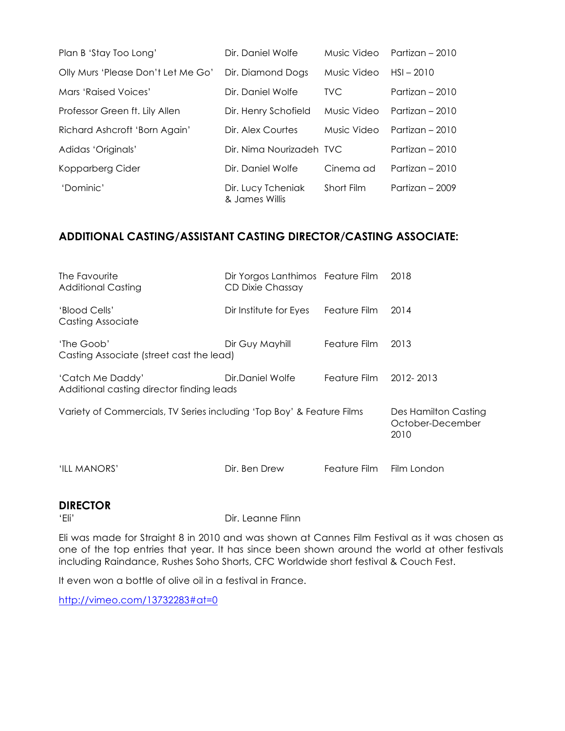| | | | |
|---|---|---|---|
| Plan B 'Stay Too Long' | Dir. Daniel Wolfe | Music Video | Partizan – 2010 |
| Olly Murs 'Please Don't Let Me Go' | Dir. Diamond Dogs | Music Video | HSI – 2010 |
| Mars 'Raised Voices' | Dir. Daniel Wolfe | TVC | Partizan – 2010 |
| Professor Green ft. Lily Allen | Dir. Henry Schofield | Music Video | Partizan – 2010 |
| Richard Ashcroft 'Born Again' | Dir. Alex Courtes | Music Video | Partizan – 2010 |
| Adidas 'Originals' | Dir. Nima Nourizadeh | TVC | Partizan – 2010 |
| Kopparberg Cider | Dir. Daniel Wolfe | Cinema ad | Partizan – 2010 |
| 'Dominic' | Dir. Lucy Tcheniak & James Willis | Short Film | Partizan – 2009 |

## ADDITIONAL CASTING/ASSISTANT CASTING DIRECTOR/CASTING ASSOCIATE:

| | | | |
|---|---|---|---|
| The Favourite<br>Additional Casting | Dir Yorgos Lanthimos<br>CD Dixie Chassay | Feature Film | 2018 |
| 'Blood Cells'<br>Casting Associate | Dir Institute for Eyes | Feature Film | 2014 |
| 'The Goob'<br>Casting Associate (street cast the lead) | Dir Guy Mayhill | Feature Film | 2013 |
| 'Catch Me Daddy'<br>Additional casting director finding leads | Dir.Daniel Wolfe | Feature Film | 2012- 2013 |
| Variety of Commercials, TV Series including 'Top Boy' & Feature Films | | | Des Hamilton Casting October-December 2010 |
| 'ILL MANORS' | Dir. Ben Drew | Feature Film | Film London |

## DIRECTOR

'Eli' Dir. Leanne Flinn

Eli was made for Straight 8 in 2010 and was shown at Cannes Film Festival as it was chosen as one of the top entries that year. It has since been shown around the world at other festivals including Raindance, Rushes Soho Shorts, CFC Worldwide short festival & Couch Fest.

It even won a bottle of olive oil in a festival in France.

http://vimeo.com/13732283#at=0